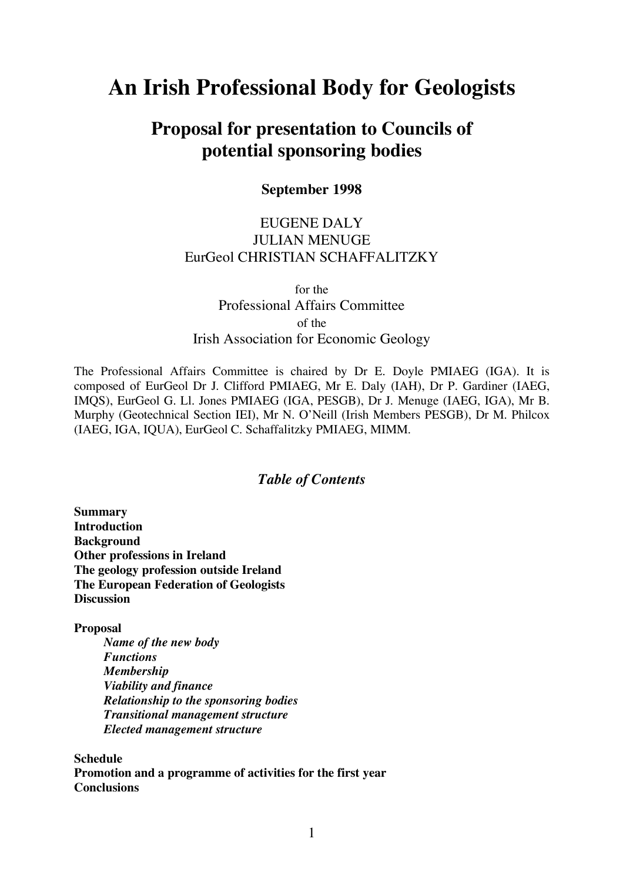# An Irish Professional Body for Geologists

## Proposal for presentation to Councils of potential sponsoring bodies

**September 1998**

EUGENE DALY
JULIAN MENUGE
EurGeol CHRISTIAN SCHAFFALITZKY

for the
Professional Affairs Committee
of the
Irish Association for Economic Geology

The Professional Affairs Committee is chaired by Dr E. Doyle PMIAEG (IGA). It is composed of EurGeol Dr J. Clifford PMIAEG, Mr E. Daly (IAH), Dr P. Gardiner (IAEG, IMQS), EurGeol G. Ll. Jones PMIAEG (IGA, PESGB), Dr J. Menuge (IAEG, IGA), Mr B. Murphy (Geotechnical Section IEI), Mr N. O'Neill (Irish Members PESGB), Dr M. Philcox (IAEG, IGA, IQUA), EurGeol C. Schaffalitzky PMIAEG, MIMM.

### *Table of Contents*

**Summary**
**Introduction**
**Background**
**Other professions in Ireland**
**The geology profession outside Ireland**
**The European Federation of Geologists**
**Discussion**

**Proposal**
- ***Name of the new body***
- ***Functions***
- ***Membership***
- ***Viability and finance***
- ***Relationship to the sponsoring bodies***
- ***Transitional management structure***
- ***Elected management structure***

**Schedule**
**Promotion and a programme of activities for the first year**
**Conclusions**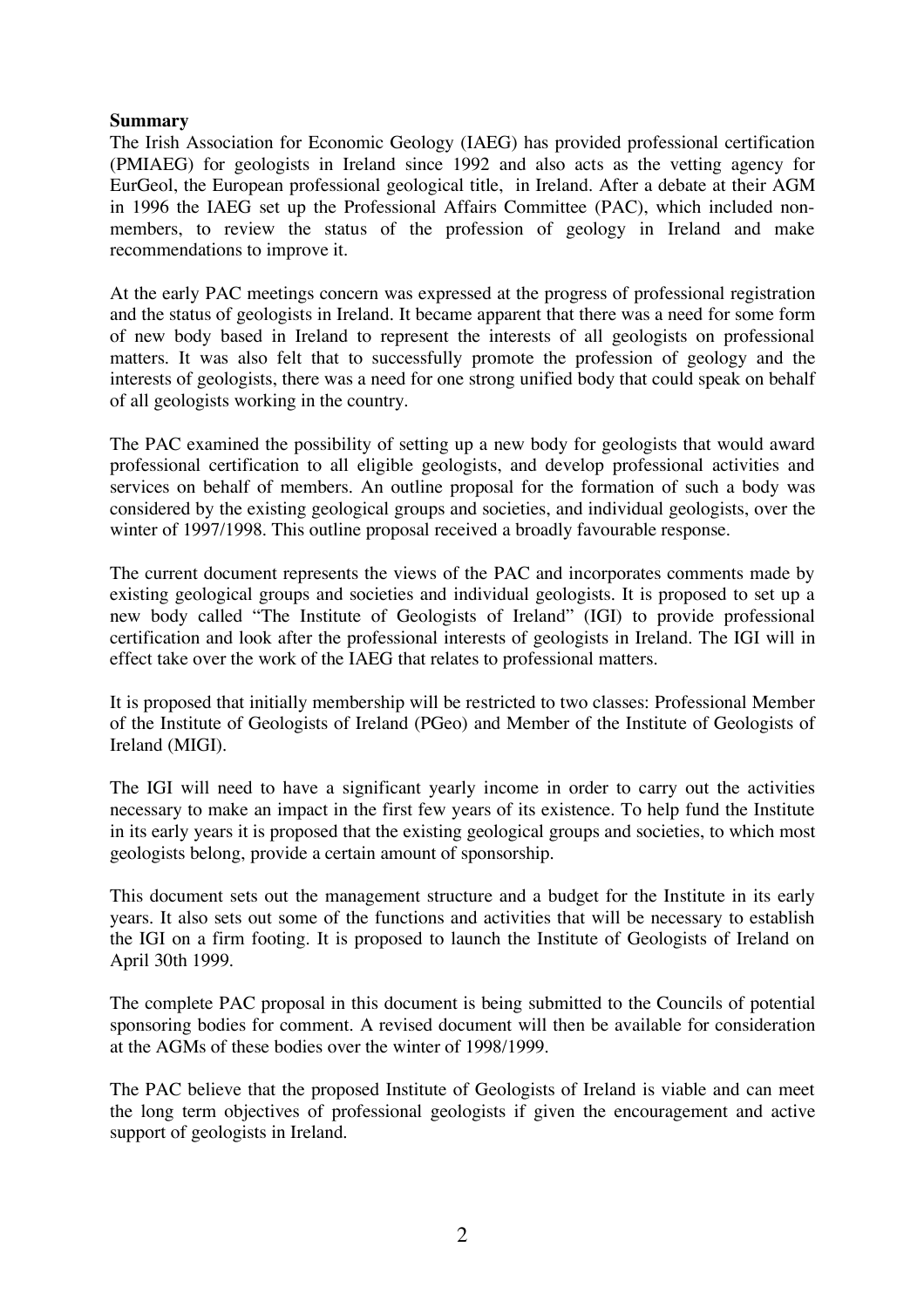**Summary**

The Irish Association for Economic Geology (IAEG) has provided professional certification (PMIAEG) for geologists in Ireland since 1992 and also acts as the vetting agency for EurGeol, the European professional geological title, in Ireland. After a debate at their AGM in 1996 the IAEG set up the Professional Affairs Committee (PAC), which included non-members, to review the status of the profession of geology in Ireland and make recommendations to improve it.

At the early PAC meetings concern was expressed at the progress of professional registration and the status of geologists in Ireland. It became apparent that there was a need for some form of new body based in Ireland to represent the interests of all geologists on professional matters. It was also felt that to successfully promote the profession of geology and the interests of geologists, there was a need for one strong unified body that could speak on behalf of all geologists working in the country.

The PAC examined the possibility of setting up a new body for geologists that would award professional certification to all eligible geologists, and develop professional activities and services on behalf of members. An outline proposal for the formation of such a body was considered by the existing geological groups and societies, and individual geologists, over the winter of 1997/1998. This outline proposal received a broadly favourable response.

The current document represents the views of the PAC and incorporates comments made by existing geological groups and societies and individual geologists. It is proposed to set up a new body called "The Institute of Geologists of Ireland" (IGI) to provide professional certification and look after the professional interests of geologists in Ireland. The IGI will in effect take over the work of the IAEG that relates to professional matters.

It is proposed that initially membership will be restricted to two classes: Professional Member of the Institute of Geologists of Ireland (PGeo) and Member of the Institute of Geologists of Ireland (MIGI).

The IGI will need to have a significant yearly income in order to carry out the activities necessary to make an impact in the first few years of its existence. To help fund the Institute in its early years it is proposed that the existing geological groups and societies, to which most geologists belong, provide a certain amount of sponsorship.

This document sets out the management structure and a budget for the Institute in its early years. It also sets out some of the functions and activities that will be necessary to establish the IGI on a firm footing. It is proposed to launch the Institute of Geologists of Ireland on April 30th 1999.

The complete PAC proposal in this document is being submitted to the Councils of potential sponsoring bodies for comment. A revised document will then be available for consideration at the AGMs of these bodies over the winter of 1998/1999.

The PAC believe that the proposed Institute of Geologists of Ireland is viable and can meet the long term objectives of professional geologists if given the encouragement and active support of geologists in Ireland.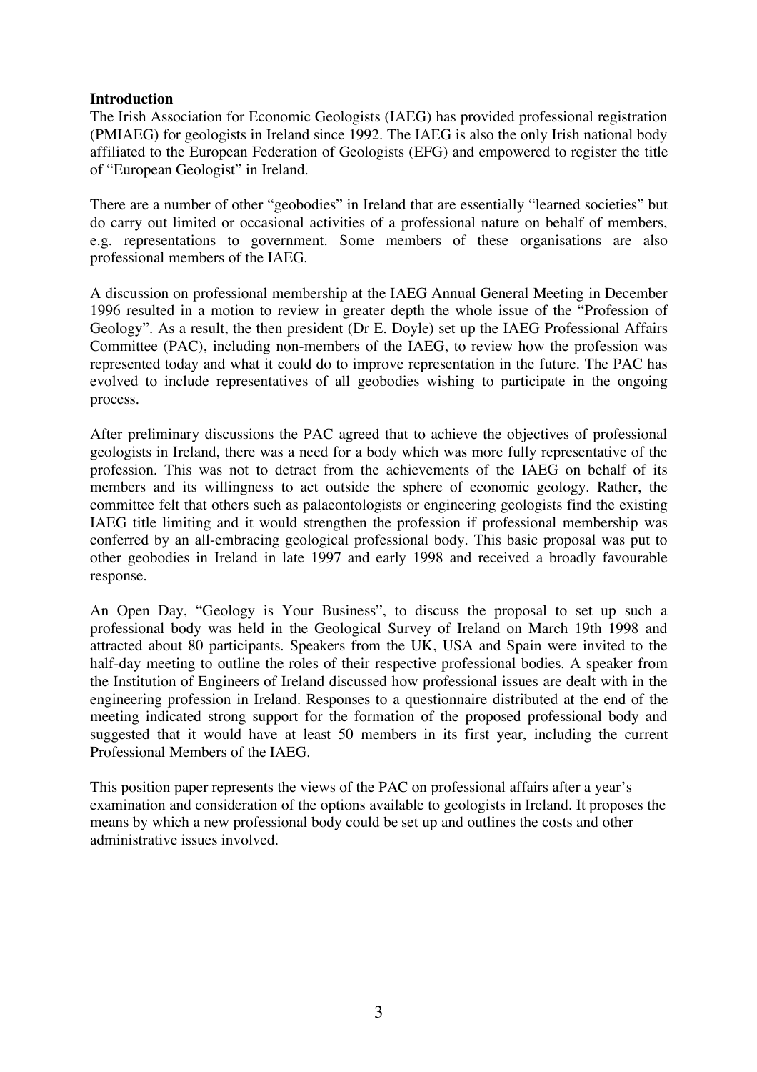**Introduction**

The Irish Association for Economic Geologists (IAEG) has provided professional registration (PMIAEG) for geologists in Ireland since 1992. The IAEG is also the only Irish national body affiliated to the European Federation of Geologists (EFG) and empowered to register the title of "European Geologist" in Ireland.

There are a number of other "geobodies" in Ireland that are essentially "learned societies" but do carry out limited or occasional activities of a professional nature on behalf of members, e.g. representations to government. Some members of these organisations are also professional members of the IAEG.

A discussion on professional membership at the IAEG Annual General Meeting in December 1996 resulted in a motion to review in greater depth the whole issue of the "Profession of Geology". As a result, the then president (Dr E. Doyle) set up the IAEG Professional Affairs Committee (PAC), including non-members of the IAEG, to review how the profession was represented today and what it could do to improve representation in the future. The PAC has evolved to include representatives of all geobodies wishing to participate in the ongoing process.

After preliminary discussions the PAC agreed that to achieve the objectives of professional geologists in Ireland, there was a need for a body which was more fully representative of the profession. This was not to detract from the achievements of the IAEG on behalf of its members and its willingness to act outside the sphere of economic geology. Rather, the committee felt that others such as palaeontologists or engineering geologists find the existing IAEG title limiting and it would strengthen the profession if professional membership was conferred by an all-embracing geological professional body. This basic proposal was put to other geobodies in Ireland in late 1997 and early 1998 and received a broadly favourable response.

An Open Day, "Geology is Your Business", to discuss the proposal to set up such a professional body was held in the Geological Survey of Ireland on March 19th 1998 and attracted about 80 participants. Speakers from the UK, USA and Spain were invited to the half-day meeting to outline the roles of their respective professional bodies. A speaker from the Institution of Engineers of Ireland discussed how professional issues are dealt with in the engineering profession in Ireland. Responses to a questionnaire distributed at the end of the meeting indicated strong support for the formation of the proposed professional body and suggested that it would have at least 50 members in its first year, including the current Professional Members of the IAEG.

This position paper represents the views of the PAC on professional affairs after a year's examination and consideration of the options available to geologists in Ireland. It proposes the means by which a new professional body could be set up and outlines the costs and other administrative issues involved.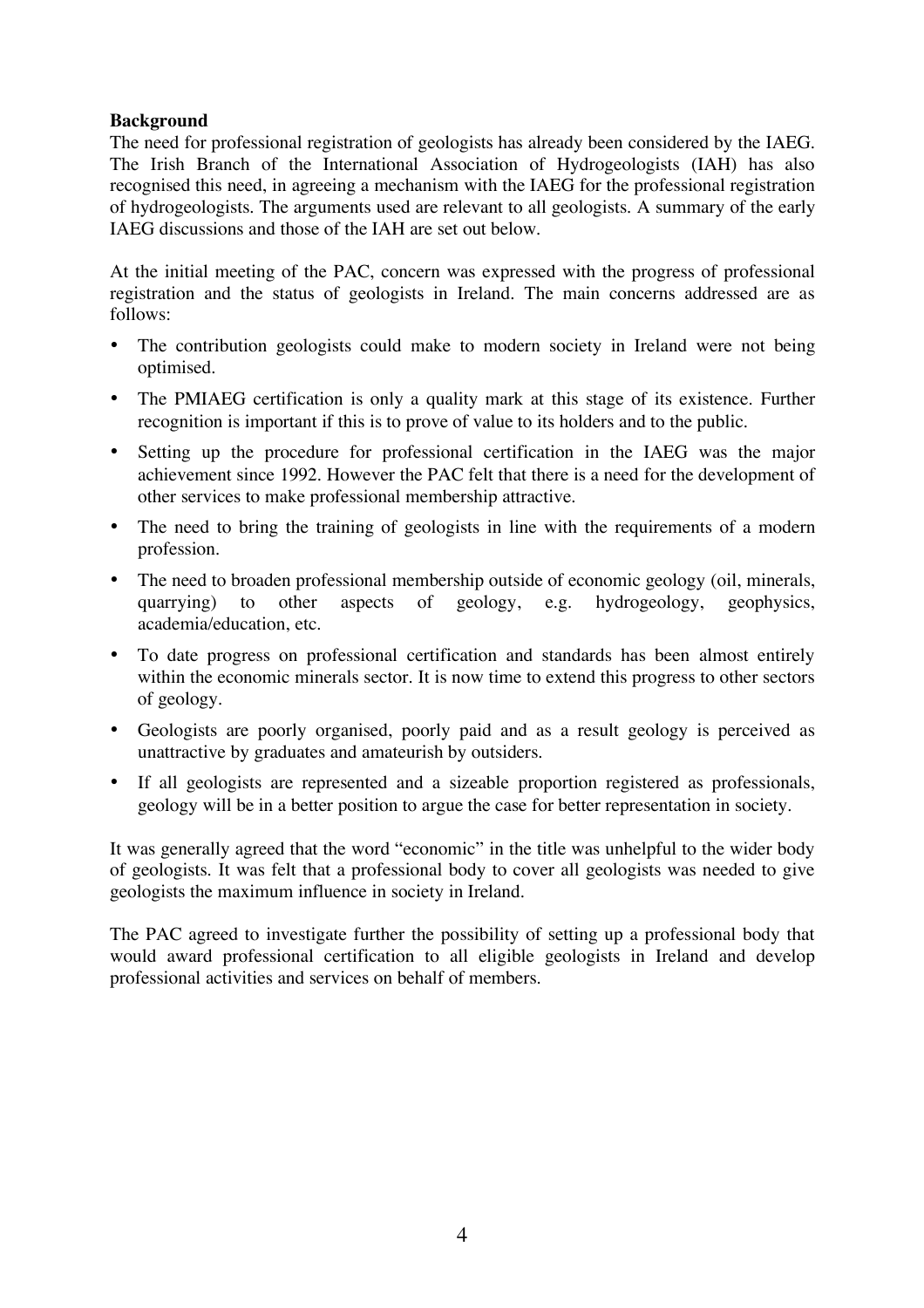**Background**

The need for professional registration of geologists has already been considered by the IAEG. The Irish Branch of the International Association of Hydrogeologists (IAH) has also recognised this need, in agreeing a mechanism with the IAEG for the professional registration of hydrogeologists. The arguments used are relevant to all geologists. A summary of the early IAEG discussions and those of the IAH are set out below.

At the initial meeting of the PAC, concern was expressed with the progress of professional registration and the status of geologists in Ireland. The main concerns addressed are as follows:

- The contribution geologists could make to modern society in Ireland were not being optimised.
- The PMIAEG certification is only a quality mark at this stage of its existence. Further recognition is important if this is to prove of value to its holders and to the public.
- Setting up the procedure for professional certification in the IAEG was the major achievement since 1992. However the PAC felt that there is a need for the development of other services to make professional membership attractive.
- The need to bring the training of geologists in line with the requirements of a modern profession.
- The need to broaden professional membership outside of economic geology (oil, minerals, quarrying) to other aspects of geology, e.g. hydrogeology, geophysics, academia/education, etc.
- To date progress on professional certification and standards has been almost entirely within the economic minerals sector. It is now time to extend this progress to other sectors of geology.
- Geologists are poorly organised, poorly paid and as a result geology is perceived as unattractive by graduates and amateurish by outsiders.
- If all geologists are represented and a sizeable proportion registered as professionals, geology will be in a better position to argue the case for better representation in society.

It was generally agreed that the word "economic" in the title was unhelpful to the wider body of geologists. It was felt that a professional body to cover all geologists was needed to give geologists the maximum influence in society in Ireland.

The PAC agreed to investigate further the possibility of setting up a professional body that would award professional certification to all eligible geologists in Ireland and develop professional activities and services on behalf of members.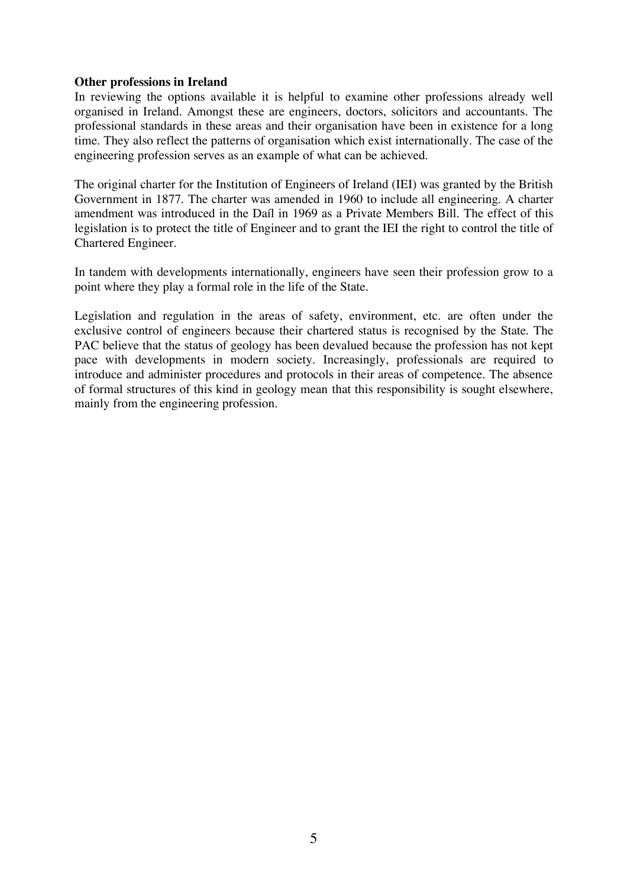**Other professions in Ireland**

In reviewing the options available it is helpful to examine other professions already well organised in Ireland. Amongst these are engineers, doctors, solicitors and accountants. The professional standards in these areas and their organisation have been in existence for a long time. They also reflect the patterns of organisation which exist internationally. The case of the engineering profession serves as an example of what can be achieved.

The original charter for the Institution of Engineers of Ireland (IEI) was granted by the British Government in 1877. The charter was amended in 1960 to include all engineering. A charter amendment was introduced in the Daíl in 1969 as a Private Members Bill. The effect of this legislation is to protect the title of Engineer and to grant the IEI the right to control the title of Chartered Engineer.

In tandem with developments internationally, engineers have seen their profession grow to a point where they play a formal role in the life of the State.

Legislation and regulation in the areas of safety, environment, etc. are often under the exclusive control of engineers because their chartered status is recognised by the State. The PAC believe that the status of geology has been devalued because the profession has not kept pace with developments in modern society. Increasingly, professionals are required to introduce and administer procedures and protocols in their areas of competence. The absence of formal structures of this kind in geology mean that this responsibility is sought elsewhere, mainly from the engineering profession.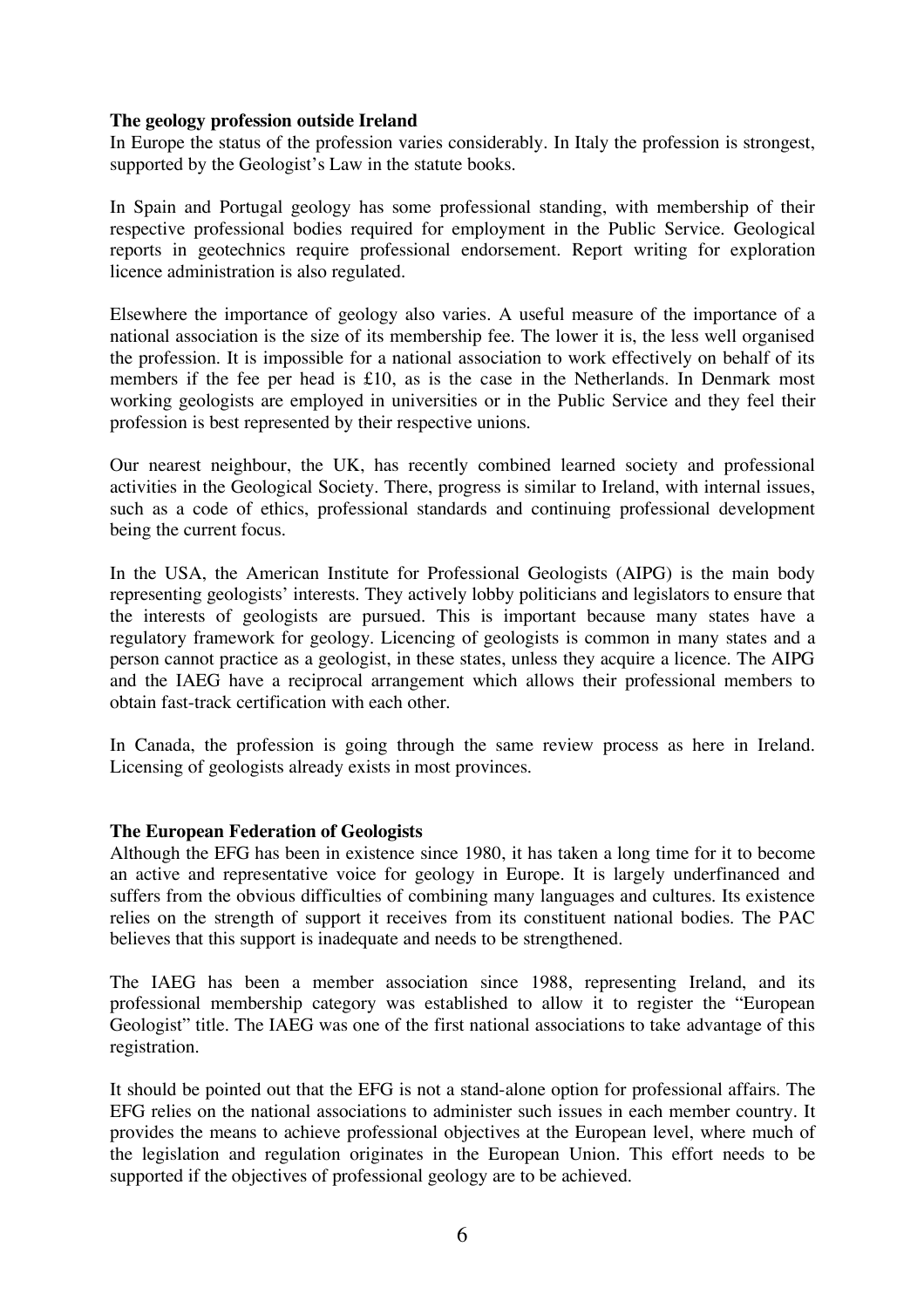**The geology profession outside Ireland**

In Europe the status of the profession varies considerably. In Italy the profession is strongest, supported by the Geologist's Law in the statute books.

In Spain and Portugal geology has some professional standing, with membership of their respective professional bodies required for employment in the Public Service. Geological reports in geotechnics require professional endorsement. Report writing for exploration licence administration is also regulated.

Elsewhere the importance of geology also varies. A useful measure of the importance of a national association is the size of its membership fee. The lower it is, the less well organised the profession. It is impossible for a national association to work effectively on behalf of its members if the fee per head is £10, as is the case in the Netherlands. In Denmark most working geologists are employed in universities or in the Public Service and they feel their profession is best represented by their respective unions.

Our nearest neighbour, the UK, has recently combined learned society and professional activities in the Geological Society. There, progress is similar to Ireland, with internal issues, such as a code of ethics, professional standards and continuing professional development being the current focus.

In the USA, the American Institute for Professional Geologists (AIPG) is the main body representing geologists' interests. They actively lobby politicians and legislators to ensure that the interests of geologists are pursued. This is important because many states have a regulatory framework for geology. Licencing of geologists is common in many states and a person cannot practice as a geologist, in these states, unless they acquire a licence. The AIPG and the IAEG have a reciprocal arrangement which allows their professional members to obtain fast-track certification with each other.

In Canada, the profession is going through the same review process as here in Ireland. Licensing of geologists already exists in most provinces.

**The European Federation of Geologists**

Although the EFG has been in existence since 1980, it has taken a long time for it to become an active and representative voice for geology in Europe. It is largely underfinanced and suffers from the obvious difficulties of combining many languages and cultures. Its existence relies on the strength of support it receives from its constituent national bodies. The PAC believes that this support is inadequate and needs to be strengthened.

The IAEG has been a member association since 1988, representing Ireland, and its professional membership category was established to allow it to register the "European Geologist" title. The IAEG was one of the first national associations to take advantage of this registration.

It should be pointed out that the EFG is not a stand-alone option for professional affairs. The EFG relies on the national associations to administer such issues in each member country. It provides the means to achieve professional objectives at the European level, where much of the legislation and regulation originates in the European Union. This effort needs to be supported if the objectives of professional geology are to be achieved.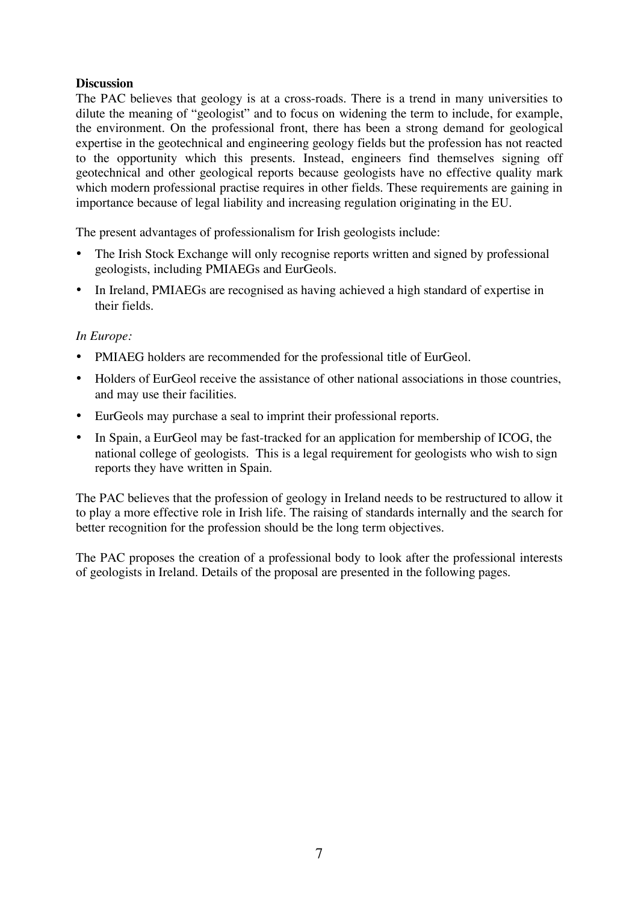**Discussion**

The PAC believes that geology is at a cross-roads. There is a trend in many universities to dilute the meaning of "geologist" and to focus on widening the term to include, for example, the environment. On the professional front, there has been a strong demand for geological expertise in the geotechnical and engineering geology fields but the profession has not reacted to the opportunity which this presents. Instead, engineers find themselves signing off geotechnical and other geological reports because geologists have no effective quality mark which modern professional practise requires in other fields. These requirements are gaining in importance because of legal liability and increasing regulation originating in the EU.

The present advantages of professionalism for Irish geologists include:

- The Irish Stock Exchange will only recognise reports written and signed by professional geologists, including PMIAEGs and EurGeols.
- In Ireland, PMIAEGs are recognised as having achieved a high standard of expertise in their fields.

*In Europe:*

- PMIAEG holders are recommended for the professional title of EurGeol.
- Holders of EurGeol receive the assistance of other national associations in those countries, and may use their facilities.
- EurGeols may purchase a seal to imprint their professional reports.
- In Spain, a EurGeol may be fast-tracked for an application for membership of ICOG, the national college of geologists. This is a legal requirement for geologists who wish to sign reports they have written in Spain.

The PAC believes that the profession of geology in Ireland needs to be restructured to allow it to play a more effective role in Irish life. The raising of standards internally and the search for better recognition for the profession should be the long term objectives.

The PAC proposes the creation of a professional body to look after the professional interests of geologists in Ireland. Details of the proposal are presented in the following pages.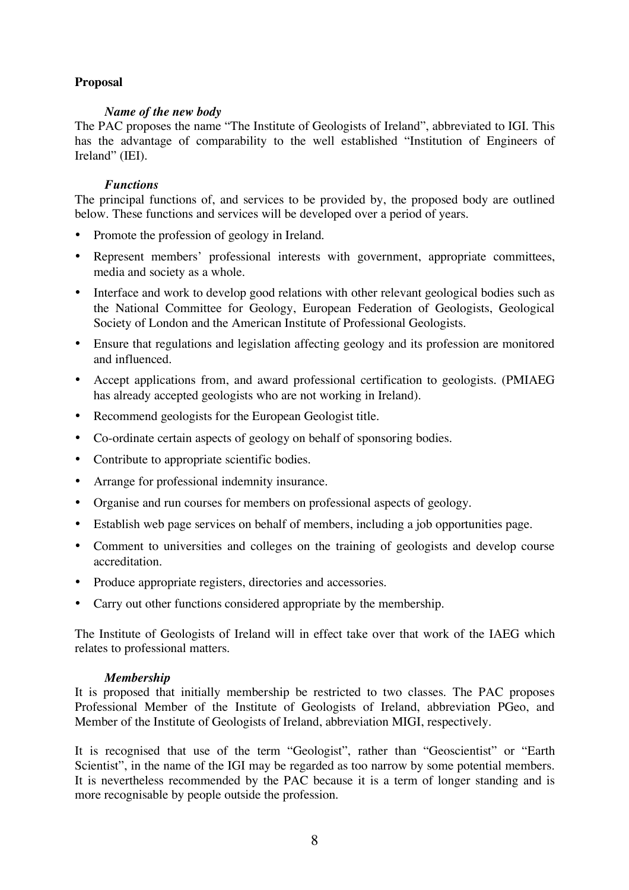**Proposal**

***Name of the new body***

The PAC proposes the name "The Institute of Geologists of Ireland", abbreviated to IGI. This has the advantage of comparability to the well established "Institution of Engineers of Ireland" (IEI).

***Functions***

The principal functions of, and services to be provided by, the proposed body are outlined below. These functions and services will be developed over a period of years.

- Promote the profession of geology in Ireland.
- Represent members' professional interests with government, appropriate committees, media and society as a whole.
- Interface and work to develop good relations with other relevant geological bodies such as the National Committee for Geology, European Federation of Geologists, Geological Society of London and the American Institute of Professional Geologists.
- Ensure that regulations and legislation affecting geology and its profession are monitored and influenced.
- Accept applications from, and award professional certification to geologists. (PMIAEG has already accepted geologists who are not working in Ireland).
- Recommend geologists for the European Geologist title.
- Co-ordinate certain aspects of geology on behalf of sponsoring bodies.
- Contribute to appropriate scientific bodies.
- Arrange for professional indemnity insurance.
- Organise and run courses for members on professional aspects of geology.
- Establish web page services on behalf of members, including a job opportunities page.
- Comment to universities and colleges on the training of geologists and develop course accreditation.
- Produce appropriate registers, directories and accessories.
- Carry out other functions considered appropriate by the membership.

The Institute of Geologists of Ireland will in effect take over that work of the IAEG which relates to professional matters.

***Membership***

It is proposed that initially membership be restricted to two classes. The PAC proposes Professional Member of the Institute of Geologists of Ireland, abbreviation PGeo, and Member of the Institute of Geologists of Ireland, abbreviation MIGI, respectively.

It is recognised that use of the term "Geologist", rather than "Geoscientist" or "Earth Scientist", in the name of the IGI may be regarded as too narrow by some potential members. It is nevertheless recommended by the PAC because it is a term of longer standing and is more recognisable by people outside the profession.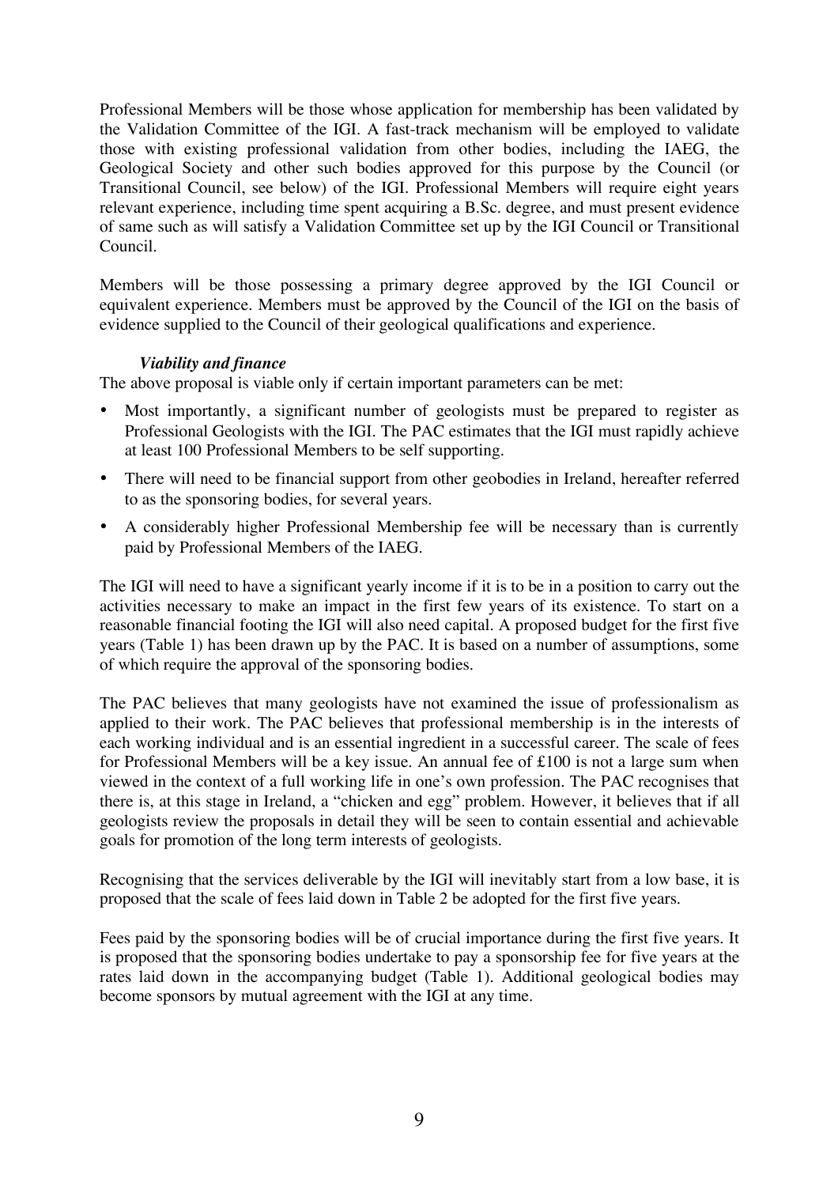Professional Members will be those whose application for membership has been validated by the Validation Committee of the IGI. A fast-track mechanism will be employed to validate those with existing professional validation from other bodies, including the IAEG, the Geological Society and other such bodies approved for this purpose by the Council (or Transitional Council, see below) of the IGI. Professional Members will require eight years relevant experience, including time spent acquiring a B.Sc. degree, and must present evidence of same such as will satisfy a Validation Committee set up by the IGI Council or Transitional Council.

Members will be those possessing a primary degree approved by the IGI Council or equivalent experience. Members must be approved by the Council of the IGI on the basis of evidence supplied to the Council of their geological qualifications and experience.

### *Viability and finance*

The above proposal is viable only if certain important parameters can be met:

- Most importantly, a significant number of geologists must be prepared to register as Professional Geologists with the IGI. The PAC estimates that the IGI must rapidly achieve at least 100 Professional Members to be self supporting.
- There will need to be financial support from other geobodies in Ireland, hereafter referred to as the sponsoring bodies, for several years.
- A considerably higher Professional Membership fee will be necessary than is currently paid by Professional Members of the IAEG.

The IGI will need to have a significant yearly income if it is to be in a position to carry out the activities necessary to make an impact in the first few years of its existence. To start on a reasonable financial footing the IGI will also need capital. A proposed budget for the first five years (Table 1) has been drawn up by the PAC. It is based on a number of assumptions, some of which require the approval of the sponsoring bodies.

The PAC believes that many geologists have not examined the issue of professionalism as applied to their work. The PAC believes that professional membership is in the interests of each working individual and is an essential ingredient in a successful career. The scale of fees for Professional Members will be a key issue. An annual fee of £100 is not a large sum when viewed in the context of a full working life in one's own profession. The PAC recognises that there is, at this stage in Ireland, a "chicken and egg" problem. However, it believes that if all geologists review the proposals in detail they will be seen to contain essential and achievable goals for promotion of the long term interests of geologists.

Recognising that the services deliverable by the IGI will inevitably start from a low base, it is proposed that the scale of fees laid down in Table 2 be adopted for the first five years.

Fees paid by the sponsoring bodies will be of crucial importance during the first five years. It is proposed that the sponsoring bodies undertake to pay a sponsorship fee for five years at the rates laid down in the accompanying budget (Table 1). Additional geological bodies may become sponsors by mutual agreement with the IGI at any time.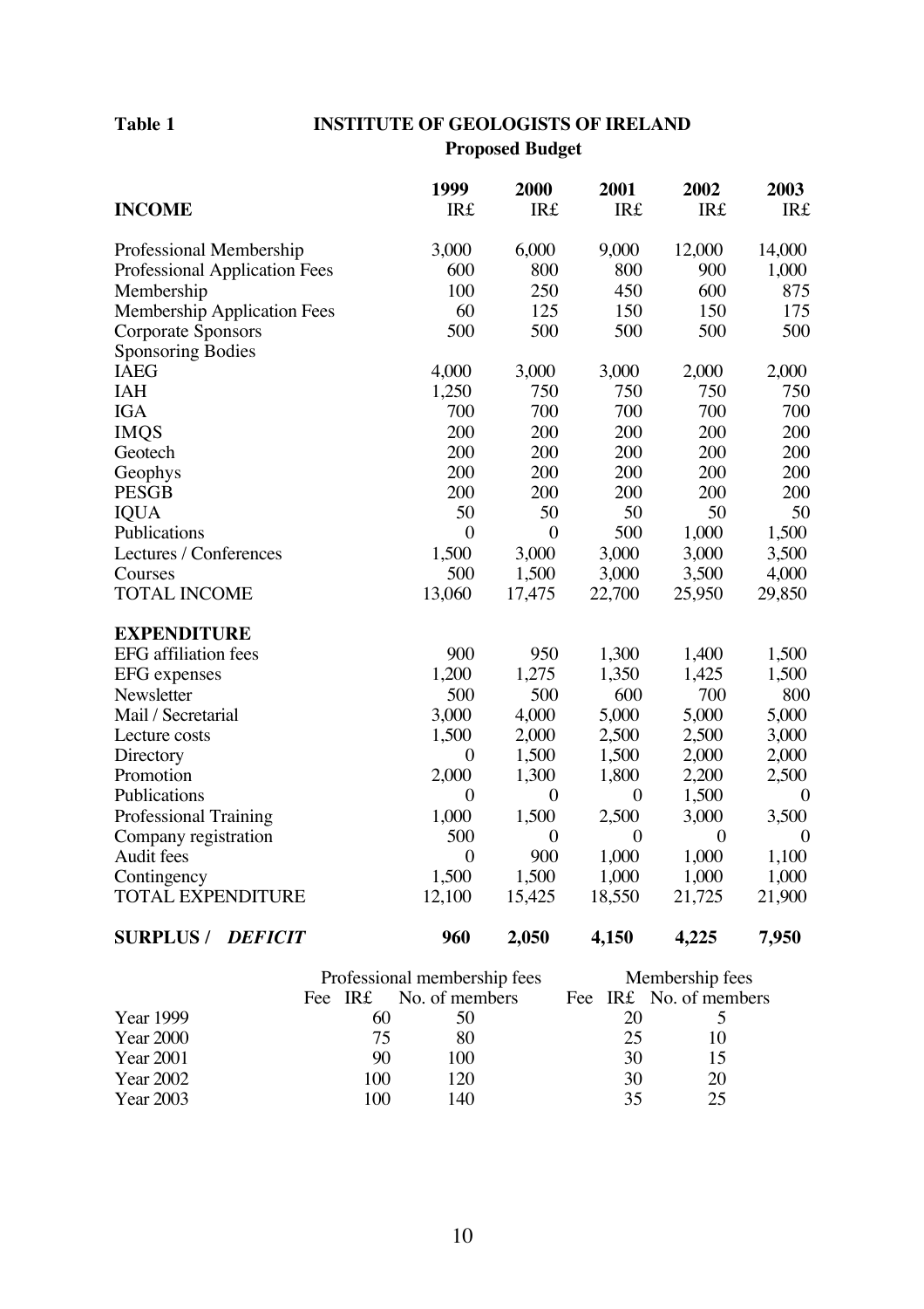**Table 1** **INSTITUTE OF GEOLOGISTS OF IRELAND**

**Proposed Budget**

| **INCOME** | **1999** IR£ | **2000** IR£ | **2001** IR£ | **2002** IR£ | **2003** IR£ |
|---|---|---|---|---|---|
| Professional Membership | 3,000 | 6,000 | 9,000 | 12,000 | 14,000 |
| Professional Application Fees | 600 | 800 | 800 | 900 | 1,000 |
| Membership | 100 | 250 | 450 | 600 | 875 |
| Membership Application Fees | 60 | 125 | 150 | 150 | 175 |
| Corporate Sponsors | 500 | 500 | 500 | 500 | 500 |
| Sponsoring Bodies | | | | | |
| IAEG | 4,000 | 3,000 | 3,000 | 2,000 | 2,000 |
| IAH | 1,250 | 750 | 750 | 750 | 750 |
| IGA | 700 | 700 | 700 | 700 | 700 |
| IMQS | 200 | 200 | 200 | 200 | 200 |
| Geotech | 200 | 200 | 200 | 200 | 200 |
| Geophys | 200 | 200 | 200 | 200 | 200 |
| PESGB | 200 | 200 | 200 | 200 | 200 |
| IQUA | 50 | 50 | 50 | 50 | 50 |
| Publications | 0 | 0 | 500 | 1,000 | 1,500 |
| Lectures / Conferences | 1,500 | 3,000 | 3,000 | 3,000 | 3,500 |
| Courses | 500 | 1,500 | 3,000 | 3,500 | 4,000 |
| TOTAL INCOME | 13,060 | 17,475 | 22,700 | 25,950 | 29,850 |
| **EXPENDITURE** | | | | | |
| EFG affiliation fees | 900 | 950 | 1,300 | 1,400 | 1,500 |
| EFG expenses | 1,200 | 1,275 | 1,350 | 1,425 | 1,500 |
| Newsletter | 500 | 500 | 600 | 700 | 800 |
| Mail / Secretarial | 3,000 | 4,000 | 5,000 | 5,000 | 5,000 |
| Lecture costs | 1,500 | 2,000 | 2,500 | 2,500 | 3,000 |
| Directory | 0 | 1,500 | 1,500 | 2,000 | 2,000 |
| Promotion | 2,000 | 1,300 | 1,800 | 2,200 | 2,500 |
| Publications | 0 | 0 | 0 | 1,500 | 0 |
| Professional Training | 1,000 | 1,500 | 2,500 | 3,000 | 3,500 |
| Company registration | 500 | 0 | 0 | 0 | 0 |
| Audit fees | 0 | 900 | 1,000 | 1,000 | 1,100 |
| Contingency | 1,500 | 1,500 | 1,000 | 1,000 | 1,000 |
| TOTAL EXPENDITURE | 12,100 | 15,425 | 18,550 | 21,725 | 21,900 |
| **SURPLUS /** ***DEFICIT*** | **960** | **2,050** | **4,150** | **4,225** | **7,950** |

| | Professional membership fees | | Membership fees | |
|---|---|---|---|---|
| | Fee IR£ | No. of members | Fee IR£ | No. of members |
| Year 1999 | 60 | 50 | 20 | 5 |
| Year 2000 | 75 | 80 | 25 | 10 |
| Year 2001 | 90 | 100 | 30 | 15 |
| Year 2002 | 100 | 120 | 30 | 20 |
| Year 2003 | 100 | 140 | 35 | 25 |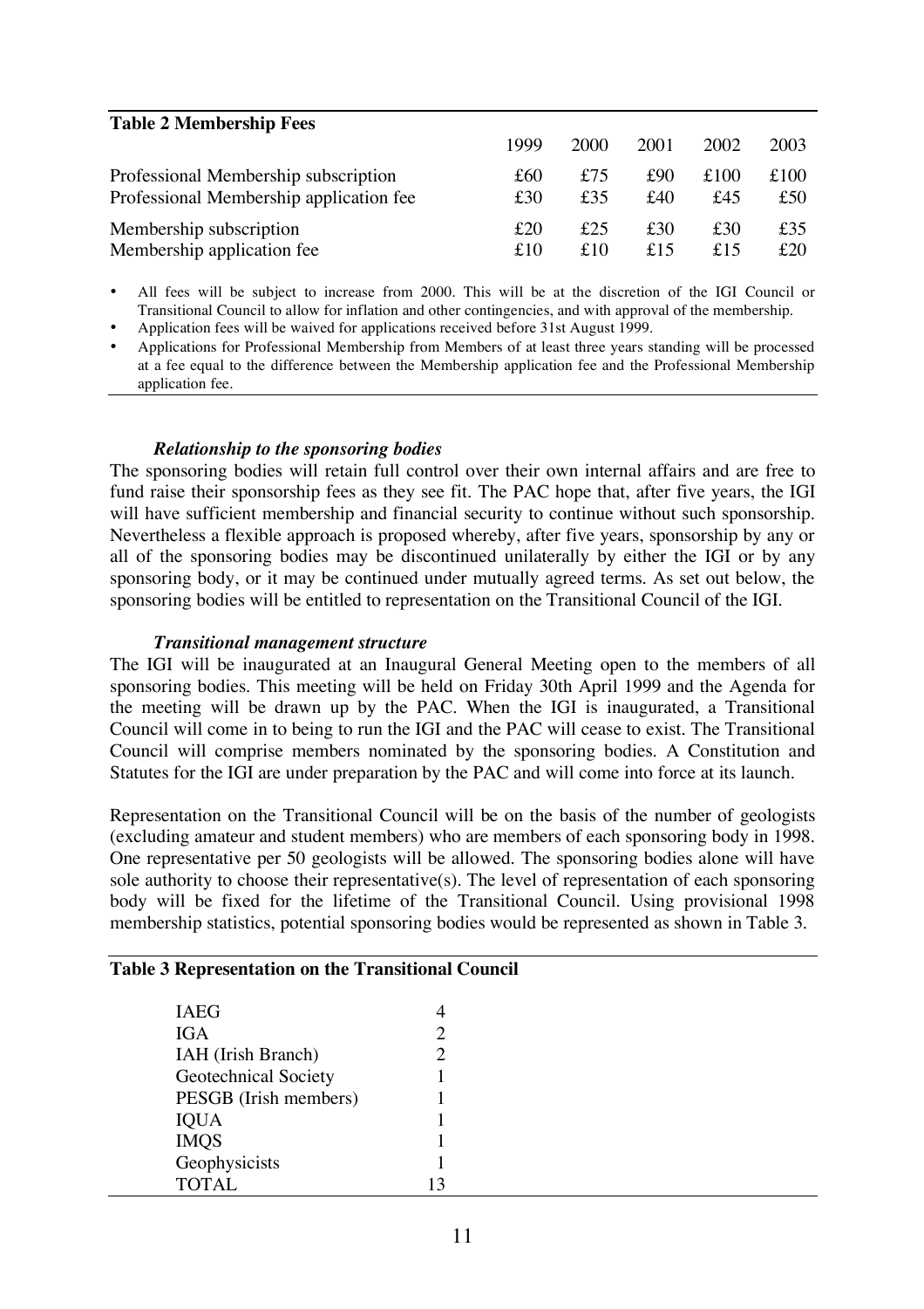**Table 2 Membership Fees**

| | 1999 | 2000 | 2001 | 2002 | 2003 |
|---|---|---|---|---|---|
| Professional Membership subscription | £60 | £75 | £90 | £100 | £100 |
| Professional Membership application fee | £30 | £35 | £40 | £45 | £50 |
| Membership subscription | £20 | £25 | £30 | £30 | £35 |
| Membership application fee | £10 | £10 | £15 | £15 | £20 |

- All fees will be subject to increase from 2000. This will be at the discretion of the IGI Council or Transitional Council to allow for inflation and other contingencies, and with approval of the membership.
- Application fees will be waived for applications received before 31st August 1999.
- Applications for Professional Membership from Members of at least three years standing will be processed at a fee equal to the difference between the Membership application fee and the Professional Membership application fee.

***Relationship to the sponsoring bodies***

The sponsoring bodies will retain full control over their own internal affairs and are free to fund raise their sponsorship fees as they see fit. The PAC hope that, after five years, the IGI will have sufficient membership and financial security to continue without such sponsorship. Nevertheless a flexible approach is proposed whereby, after five years, sponsorship by any or all of the sponsoring bodies may be discontinued unilaterally by either the IGI or by any sponsoring body, or it may be continued under mutually agreed terms. As set out below, the sponsoring bodies will be entitled to representation on the Transitional Council of the IGI.

***Transitional management structure***

The IGI will be inaugurated at an Inaugural General Meeting open to the members of all sponsoring bodies. This meeting will be held on Friday 30th April 1999 and the Agenda for the meeting will be drawn up by the PAC. When the IGI is inaugurated, a Transitional Council will come in to being to run the IGI and the PAC will cease to exist. The Transitional Council will comprise members nominated by the sponsoring bodies. A Constitution and Statutes for the IGI are under preparation by the PAC and will come into force at its launch.

Representation on the Transitional Council will be on the basis of the number of geologists (excluding amateur and student members) who are members of each sponsoring body in 1998. One representative per 50 geologists will be allowed. The sponsoring bodies alone will have sole authority to choose their representative(s). The level of representation of each sponsoring body will be fixed for the lifetime of the Transitional Council. Using provisional 1998 membership statistics, potential sponsoring bodies would be represented as shown in Table 3.

**Table 3 Representation on the Transitional Council**

| | |
|---|---|
| IAEG | 4 |
| IGA | 2 |
| IAH (Irish Branch) | 2 |
| Geotechnical Society | 1 |
| PESGB (Irish members) | 1 |
| IQUA | 1 |
| IMQS | 1 |
| Geophysicists | 1 |
| TOTAL | 13 |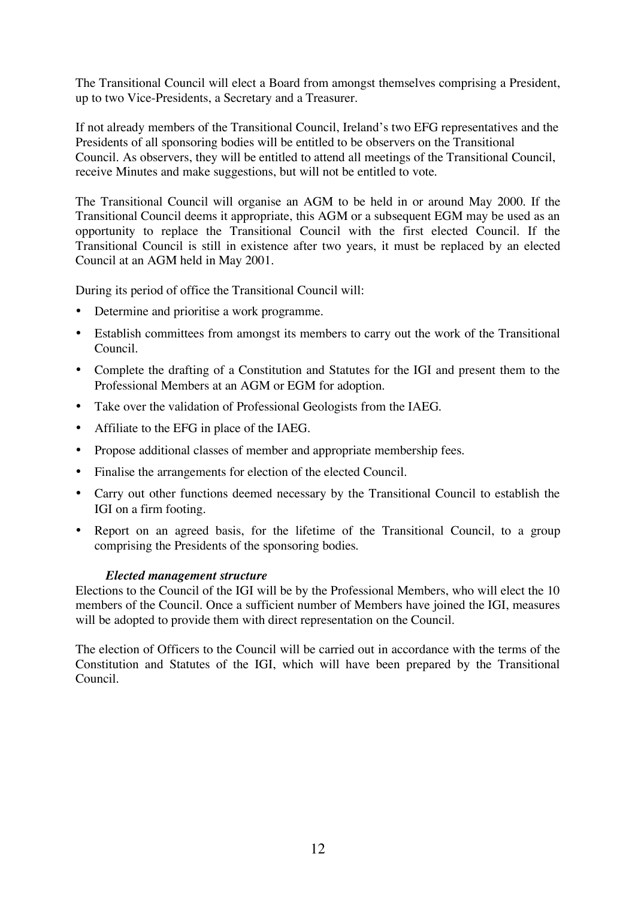The Transitional Council will elect a Board from amongst themselves comprising a President, up to two Vice-Presidents, a Secretary and a Treasurer.

If not already members of the Transitional Council, Ireland's two EFG representatives and the Presidents of all sponsoring bodies will be entitled to be observers on the Transitional Council. As observers, they will be entitled to attend all meetings of the Transitional Council, receive Minutes and make suggestions, but will not be entitled to vote.

The Transitional Council will organise an AGM to be held in or around May 2000. If the Transitional Council deems it appropriate, this AGM or a subsequent EGM may be used as an opportunity to replace the Transitional Council with the first elected Council. If the Transitional Council is still in existence after two years, it must be replaced by an elected Council at an AGM held in May 2001.

During its period of office the Transitional Council will:

- Determine and prioritise a work programme.
- Establish committees from amongst its members to carry out the work of the Transitional Council.
- Complete the drafting of a Constitution and Statutes for the IGI and present them to the Professional Members at an AGM or EGM for adoption.
- Take over the validation of Professional Geologists from the IAEG.
- Affiliate to the EFG in place of the IAEG.
- Propose additional classes of member and appropriate membership fees.
- Finalise the arrangements for election of the elected Council.
- Carry out other functions deemed necessary by the Transitional Council to establish the IGI on a firm footing.
- Report on an agreed basis, for the lifetime of the Transitional Council, to a group comprising the Presidents of the sponsoring bodies.

***Elected management structure***

Elections to the Council of the IGI will be by the Professional Members, who will elect the 10 members of the Council. Once a sufficient number of Members have joined the IGI, measures will be adopted to provide them with direct representation on the Council.

The election of Officers to the Council will be carried out in accordance with the terms of the Constitution and Statutes of the IGI, which will have been prepared by the Transitional Council.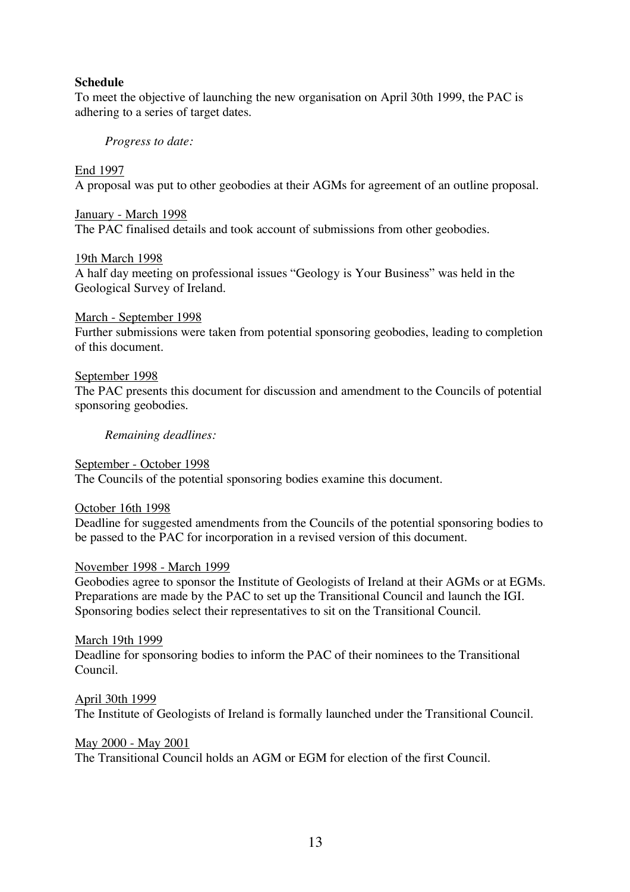**Schedule**

To meet the objective of launching the new organisation on April 30th 1999, the PAC is adhering to a series of target dates.

*Progress to date:*

<u>End 1997</u>
A proposal was put to other geobodies at their AGMs for agreement of an outline proposal.

<u>January - March 1998</u>
The PAC finalised details and took account of submissions from other geobodies.

<u>19th March 1998</u>
A half day meeting on professional issues "Geology is Your Business" was held in the Geological Survey of Ireland.

<u>March - September 1998</u>
Further submissions were taken from potential sponsoring geobodies, leading to completion of this document.

<u>September 1998</u>
The PAC presents this document for discussion and amendment to the Councils of potential sponsoring geobodies.

*Remaining deadlines:*

<u>September - October 1998</u>
The Councils of the potential sponsoring bodies examine this document.

<u>October 16th 1998</u>
Deadline for suggested amendments from the Councils of the potential sponsoring bodies to be passed to the PAC for incorporation in a revised version of this document.

<u>November 1998 - March 1999</u>
Geobodies agree to sponsor the Institute of Geologists of Ireland at their AGMs or at EGMs. Preparations are made by the PAC to set up the Transitional Council and launch the IGI. Sponsoring bodies select their representatives to sit on the Transitional Council.

<u>March 19th 1999</u>
Deadline for sponsoring bodies to inform the PAC of their nominees to the Transitional Council.

<u>April 30th 1999</u>
The Institute of Geologists of Ireland is formally launched under the Transitional Council.

<u>May 2000 - May 2001</u>
The Transitional Council holds an AGM or EGM for election of the first Council.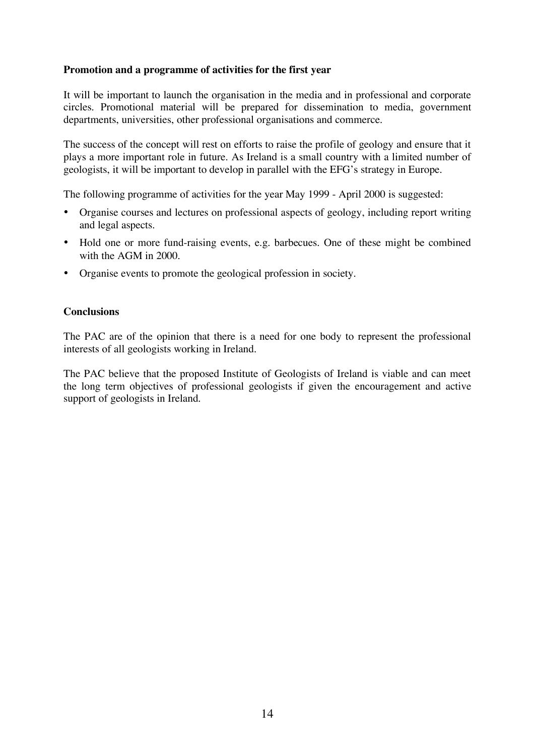**Promotion and a programme of activities for the first year**

It will be important to launch the organisation in the media and in professional and corporate circles. Promotional material will be prepared for dissemination to media, government departments, universities, other professional organisations and commerce.

The success of the concept will rest on efforts to raise the profile of geology and ensure that it plays a more important role in future. As Ireland is a small country with a limited number of geologists, it will be important to develop in parallel with the EFG's strategy in Europe.

The following programme of activities for the year May 1999 - April 2000 is suggested:

- Organise courses and lectures on professional aspects of geology, including report writing and legal aspects.
- Hold one or more fund-raising events, e.g. barbecues. One of these might be combined with the AGM in 2000.
- Organise events to promote the geological profession in society.

**Conclusions**

The PAC are of the opinion that there is a need for one body to represent the professional interests of all geologists working in Ireland.

The PAC believe that the proposed Institute of Geologists of Ireland is viable and can meet the long term objectives of professional geologists if given the encouragement and active support of geologists in Ireland.